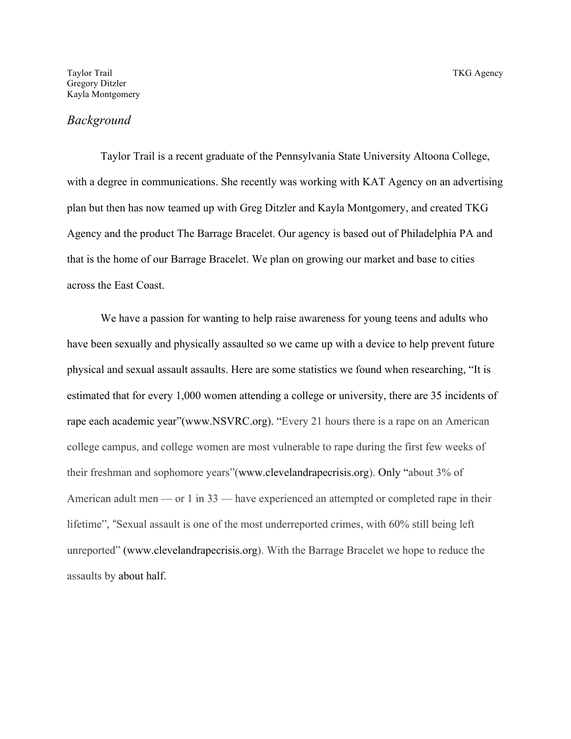Taylor Trail
Gregory Ditzler
Kayla Montgomery

TKG Agency

## *Background*

Taylor Trail is a recent graduate of the Pennsylvania State University Altoona College, with a degree in communications. She recently was working with KAT Agency on an advertising plan but then has now teamed up with Greg Ditzler and Kayla Montgomery, and created TKG Agency and the product The Barrage Bracelet. Our agency is based out of Philadelphia PA and that is the home of our Barrage Bracelet. We plan on growing our market and base to cities across the East Coast.

We have a passion for wanting to help raise awareness for young teens and adults who have been sexually and physically assaulted so we came up with a device to help prevent future physical and sexual assault assaults. Here are some statistics we found when researching, "It is estimated that for every 1,000 women attending a college or university, there are 35 incidents of rape each academic year"(www.NSVRC.org). "Every 21 hours there is a rape on an American college campus, and college women are most vulnerable to rape during the first few weeks of their freshman and sophomore years"(www.clevelandrapecrisis.org). Only "about 3% of American adult men — or 1 in 33 — have experienced an attempted or completed rape in their lifetime", "Sexual assault is one of the most underreported crimes, with 60% still being left unreported" (www.clevelandrapecrisis.org). With the Barrage Bracelet we hope to reduce the assaults by about half.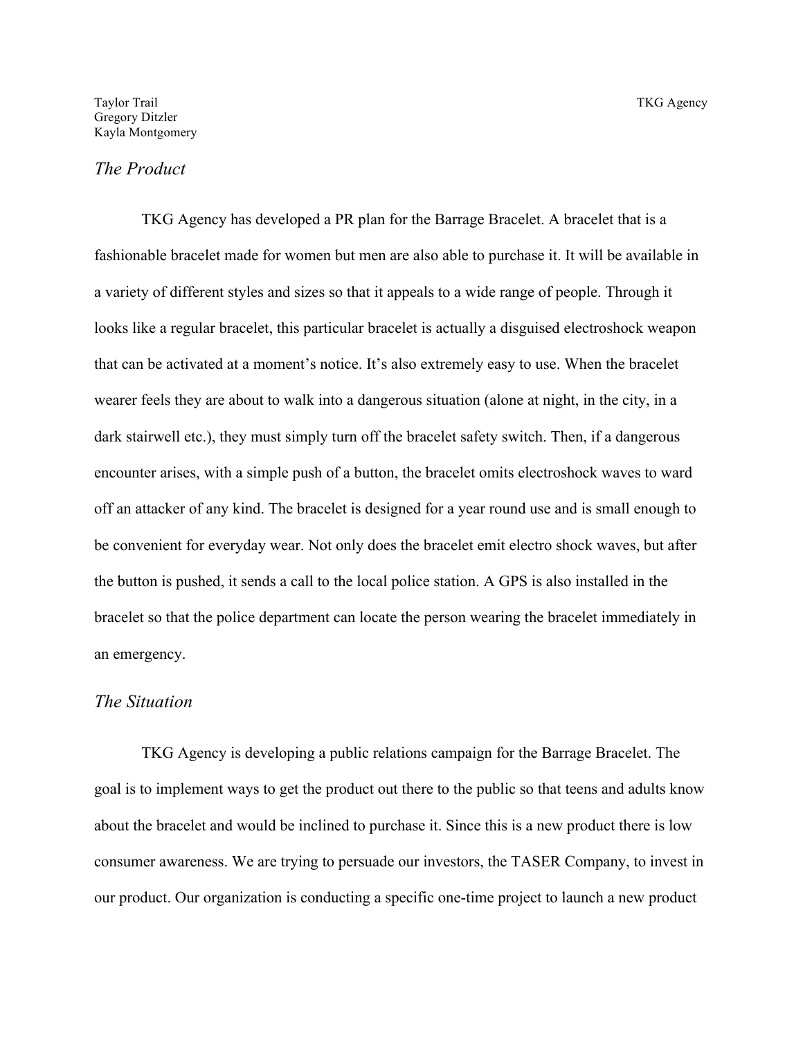Taylor Trail
Gregory Ditzler
Kayla Montgomery

TKG Agency

## *The Product*

TKG Agency has developed a PR plan for the Barrage Bracelet. A bracelet that is a fashionable bracelet made for women but men are also able to purchase it. It will be available in a variety of different styles and sizes so that it appeals to a wide range of people. Through it looks like a regular bracelet, this particular bracelet is actually a disguised electroshock weapon that can be activated at a moment's notice. It's also extremely easy to use. When the bracelet wearer feels they are about to walk into a dangerous situation (alone at night, in the city, in a dark stairwell etc.), they must simply turn off the bracelet safety switch. Then, if a dangerous encounter arises, with a simple push of a button, the bracelet omits electroshock waves to ward off an attacker of any kind. The bracelet is designed for a year round use and is small enough to be convenient for everyday wear. Not only does the bracelet emit electro shock waves, but after the button is pushed, it sends a call to the local police station. A GPS is also installed in the bracelet so that the police department can locate the person wearing the bracelet immediately in an emergency.

## *The Situation*

TKG Agency is developing a public relations campaign for the Barrage Bracelet. The goal is to implement ways to get the product out there to the public so that teens and adults know about the bracelet and would be inclined to purchase it. Since this is a new product there is low consumer awareness. We are trying to persuade our investors, the TASER Company, to invest in our product. Our organization is conducting a specific one-time project to launch a new product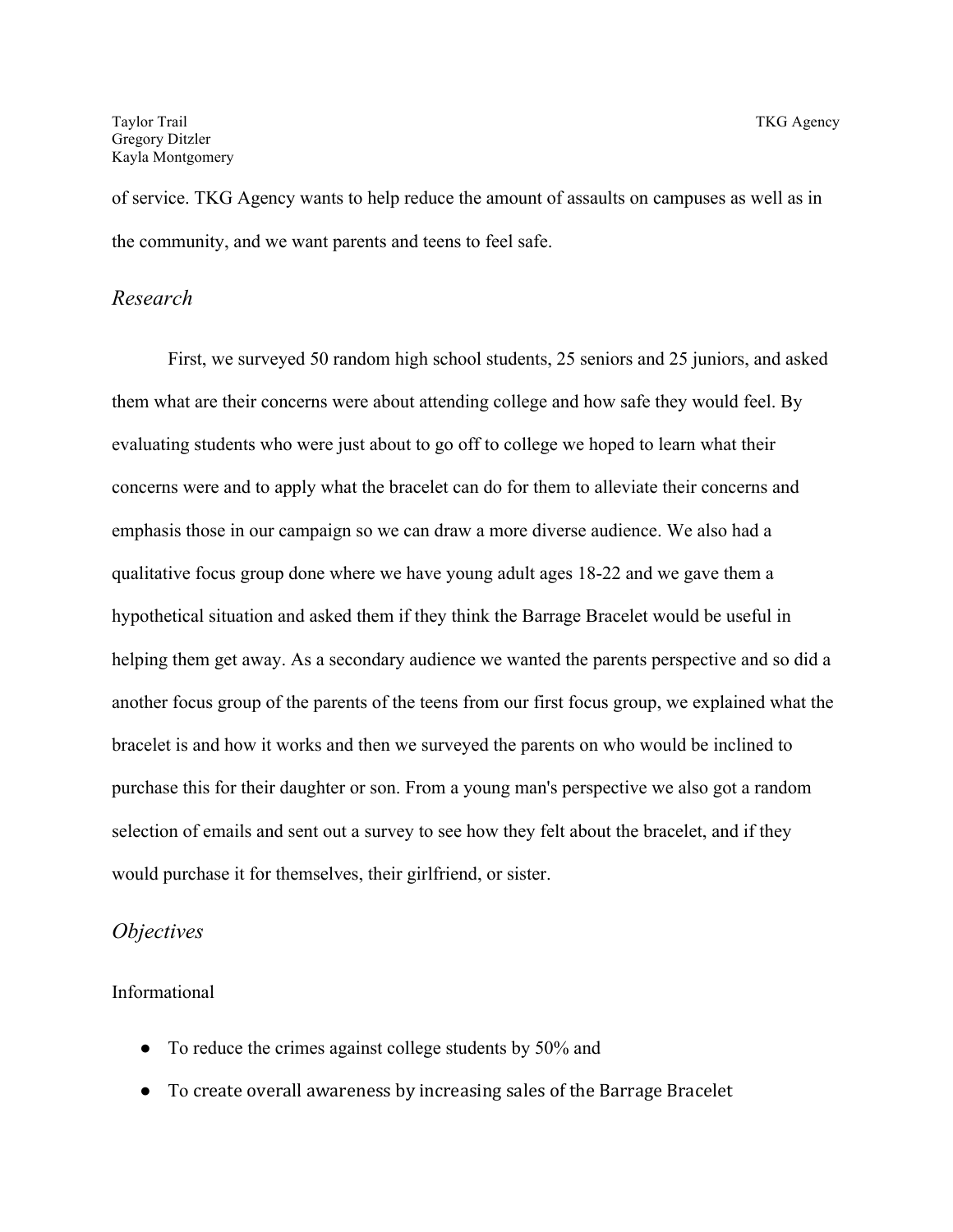of service. TKG Agency wants to help reduce the amount of assaults on campuses as well as in the community, and we want parents and teens to feel safe.

## *Research*

First, we surveyed 50 random high school students, 25 seniors and 25 juniors, and asked them what are their concerns were about attending college and how safe they would feel. By evaluating students who were just about to go off to college we hoped to learn what their concerns were and to apply what the bracelet can do for them to alleviate their concerns and emphasis those in our campaign so we can draw a more diverse audience. We also had a qualitative focus group done where we have young adult ages 18-22 and we gave them a hypothetical situation and asked them if they think the Barrage Bracelet would be useful in helping them get away. As a secondary audience we wanted the parents perspective and so did a another focus group of the parents of the teens from our first focus group, we explained what the bracelet is and how it works and then we surveyed the parents on who would be inclined to purchase this for their daughter or son. From a young man's perspective we also got a random selection of emails and sent out a survey to see how they felt about the bracelet, and if they would purchase it for themselves, their girlfriend, or sister.

## *Objectives*

Informational

- To reduce the crimes against college students by 50% and
- To create overall awareness by increasing sales of the Barrage Bracelet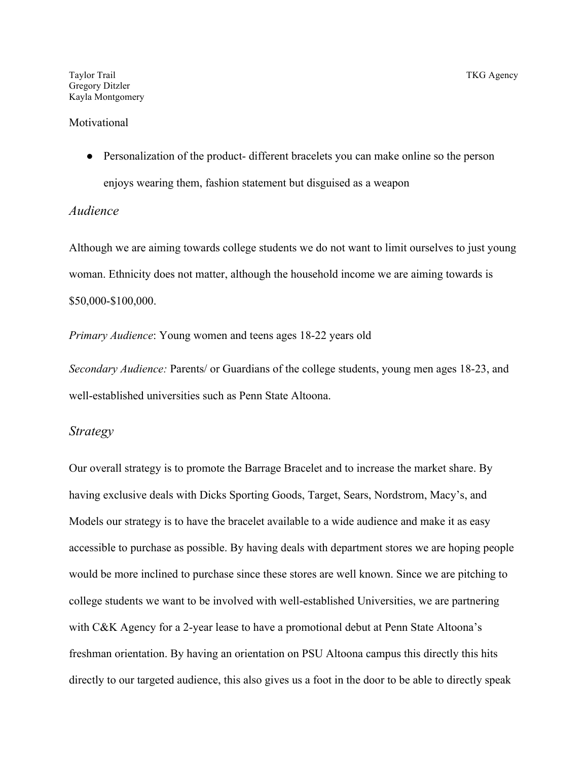Taylor Trail
Gregory Ditzler
Kayla Montgomery

TKG Agency

Motivational

- Personalization of the product- different bracelets you can make online so the person enjoys wearing them, fashion statement but disguised as a weapon

## *Audience*

Although we are aiming towards college students we do not want to limit ourselves to just young woman. Ethnicity does not matter, although the household income we are aiming towards is $50,000-$100,000.

*Primary Audience*: Young women and teens ages 18-22 years old

*Secondary Audience:* Parents/ or Guardians of the college students, young men ages 18-23, and well-established universities such as Penn State Altoona.

## *Strategy*

Our overall strategy is to promote the Barrage Bracelet and to increase the market share. By having exclusive deals with Dicks Sporting Goods, Target, Sears, Nordstrom, Macy's, and Models our strategy is to have the bracelet available to a wide audience and make it as easy accessible to purchase as possible. By having deals with department stores we are hoping people would be more inclined to purchase since these stores are well known. Since we are pitching to college students we want to be involved with well-established Universities, we are partnering with C&K Agency for a 2-year lease to have a promotional debut at Penn State Altoona's freshman orientation. By having an orientation on PSU Altoona campus this directly this hits directly to our targeted audience, this also gives us a foot in the door to be able to directly speak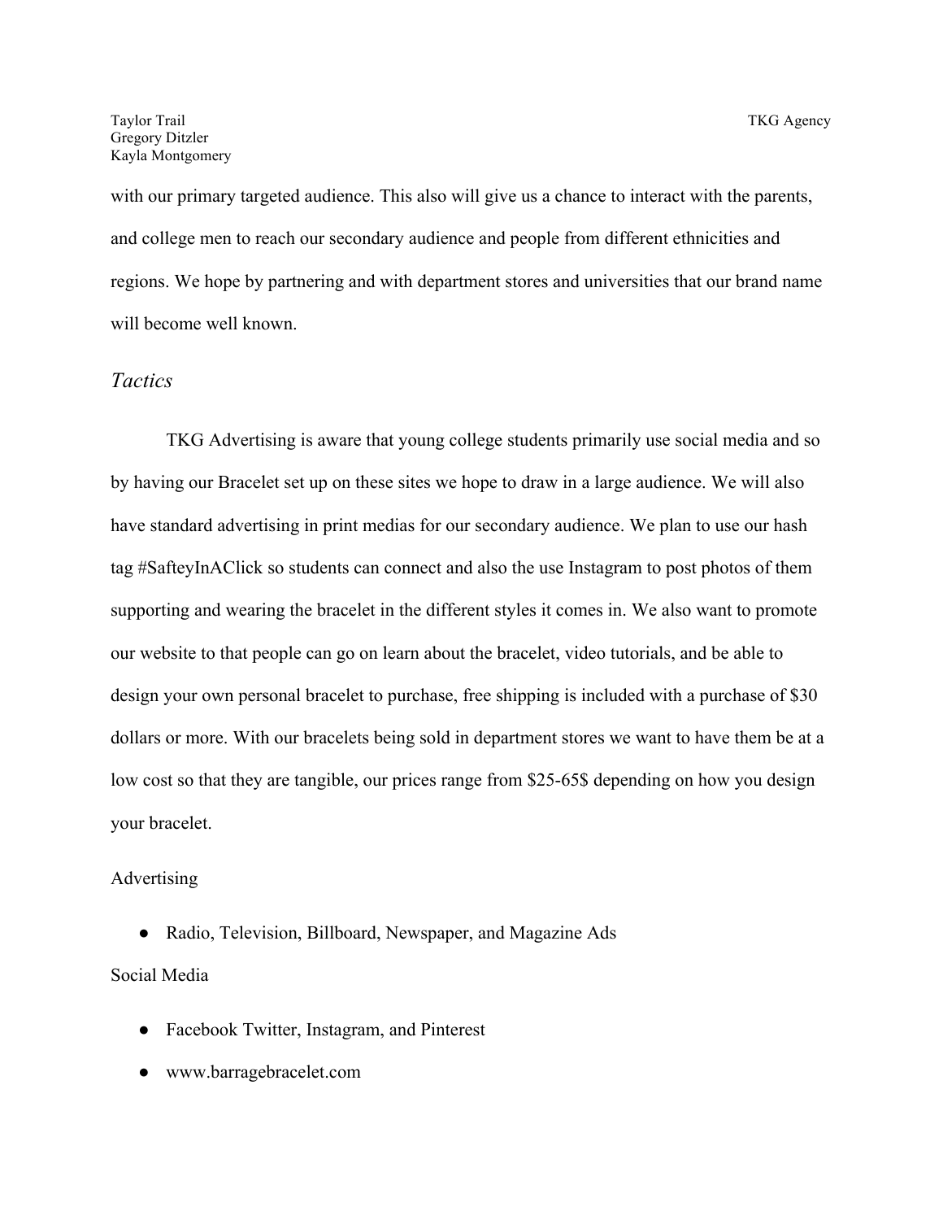with our primary targeted audience. This also will give us a chance to interact with the parents, and college men to reach our secondary audience and people from different ethnicities and regions. We hope by partnering and with department stores and universities that our brand name will become well known.

## *Tactics*

TKG Advertising is aware that young college students primarily use social media and so by having our Bracelet set up on these sites we hope to draw in a large audience. We will also have standard advertising in print medias for our secondary audience. We plan to use our hash tag #SafteyInAClick so students can connect and also the use Instagram to post photos of them supporting and wearing the bracelet in the different styles it comes in. We also want to promote our website to that people can go on learn about the bracelet, video tutorials, and be able to design your own personal bracelet to purchase, free shipping is included with a purchase of $30 dollars or more. With our bracelets being sold in department stores we want to have them be at a low cost so that they are tangible, our prices range from $25-65$ depending on how you design your bracelet.

Advertising

- Radio, Television, Billboard, Newspaper, and Magazine Ads

Social Media

- Facebook Twitter, Instagram, and Pinterest
- www.barragebracelet.com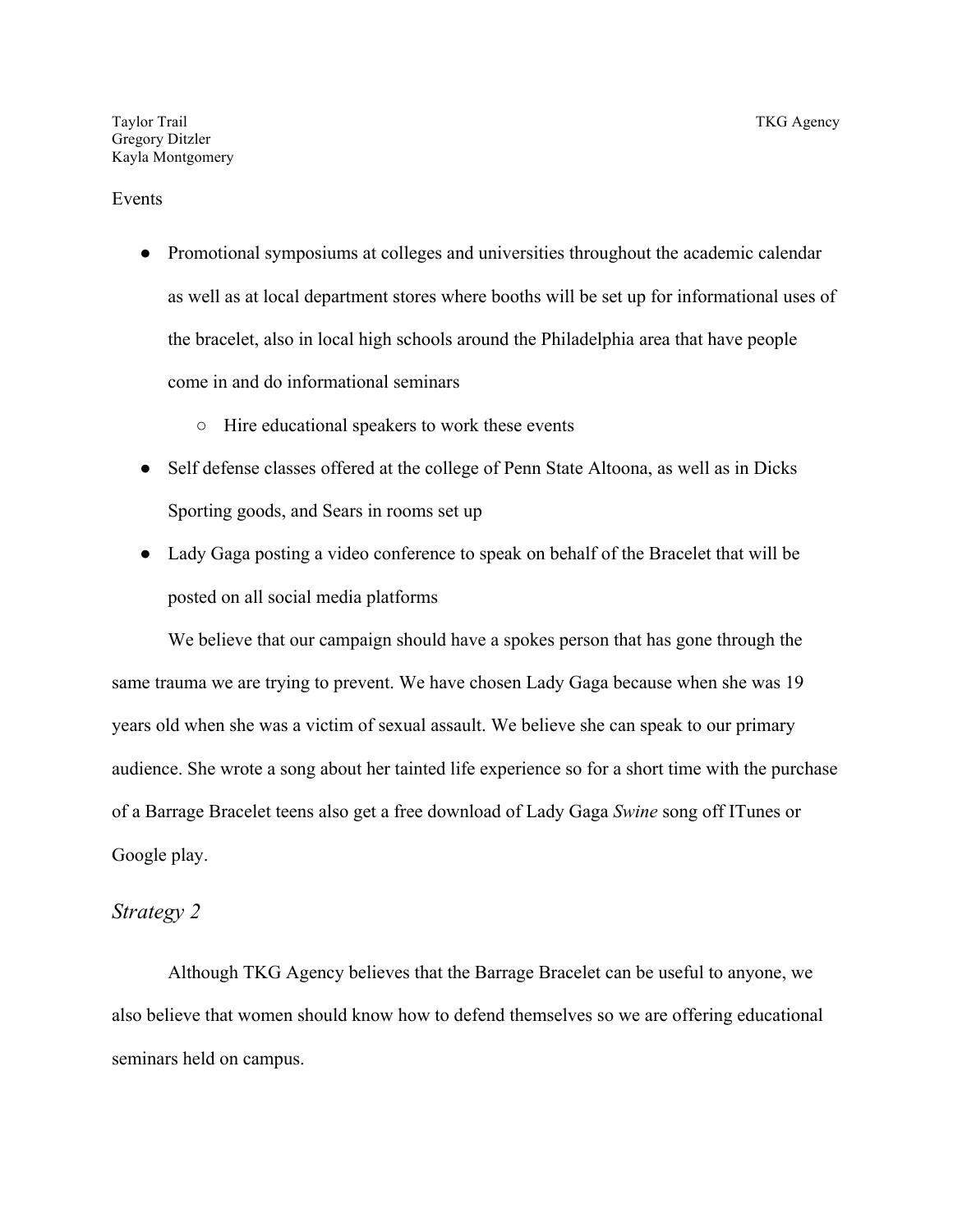Taylor Trail
Gregory Ditzler
Kayla Montgomery

TKG Agency

Events

- Promotional symposiums at colleges and universities throughout the academic calendar as well as at local department stores where booths will be set up for informational uses of the bracelet, also in local high schools around the Philadelphia area that have people come in and do informational seminars
    - Hire educational speakers to work these events
- Self defense classes offered at the college of Penn State Altoona, as well as in Dicks Sporting goods, and Sears in rooms set up
- Lady Gaga posting a video conference to speak on behalf of the Bracelet that will be posted on all social media platforms

We believe that our campaign should have a spokes person that has gone through the same trauma we are trying to prevent. We have chosen Lady Gaga because when she was 19 years old when she was a victim of sexual assault. We believe she can speak to our primary audience. She wrote a song about her tainted life experience so for a short time with the purchase of a Barrage Bracelet teens also get a free download of Lady Gaga *Swine* song off ITunes or Google play.

## *Strategy 2*

Although TKG Agency believes that the Barrage Bracelet can be useful to anyone, we also believe that women should know how to defend themselves so we are offering educational seminars held on campus.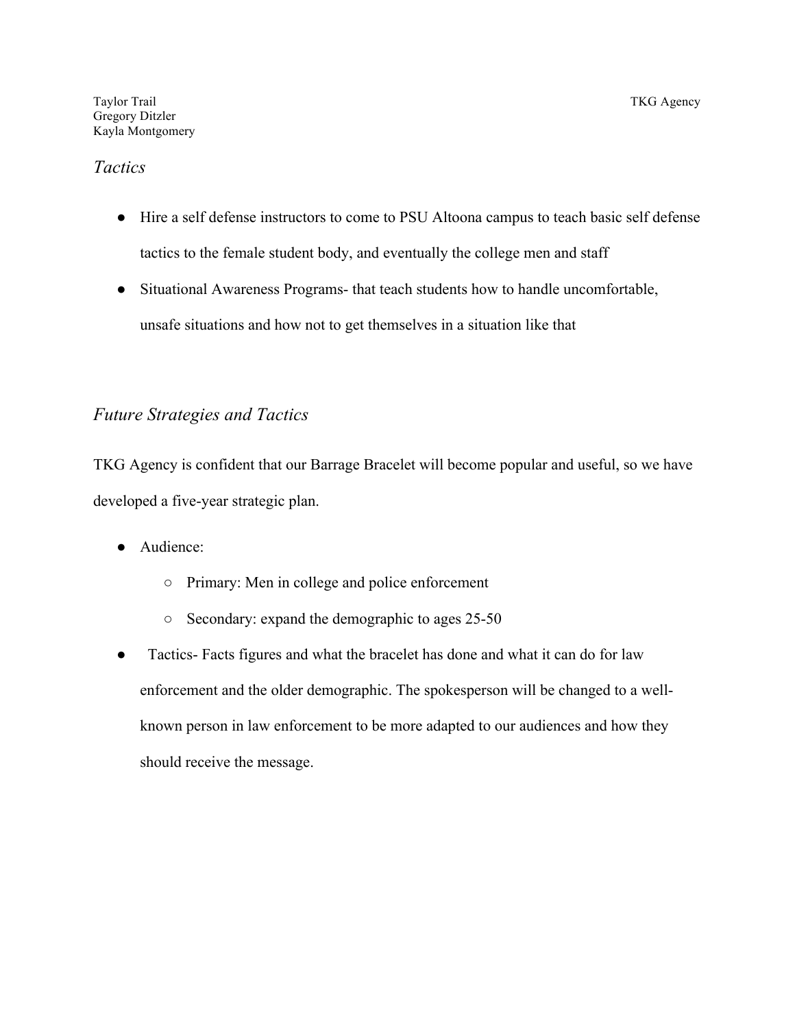Taylor Trail
Gregory Ditzler
Kayla Montgomery

TKG Agency

## *Tactics*

- Hire a self defense instructors to come to PSU Altoona campus to teach basic self defense tactics to the female student body, and eventually the college men and staff
- Situational Awareness Programs- that teach students how to handle uncomfortable, unsafe situations and how not to get themselves in a situation like that

## *Future Strategies and Tactics*

TKG Agency is confident that our Barrage Bracelet will become popular and useful, so we have developed a five-year strategic plan.

- Audience:
  - Primary: Men in college and police enforcement
  - Secondary: expand the demographic to ages 25-50
- Tactics- Facts figures and what the bracelet has done and what it can do for law enforcement and the older demographic. The spokesperson will be changed to a well-known person in law enforcement to be more adapted to our audiences and how they should receive the message.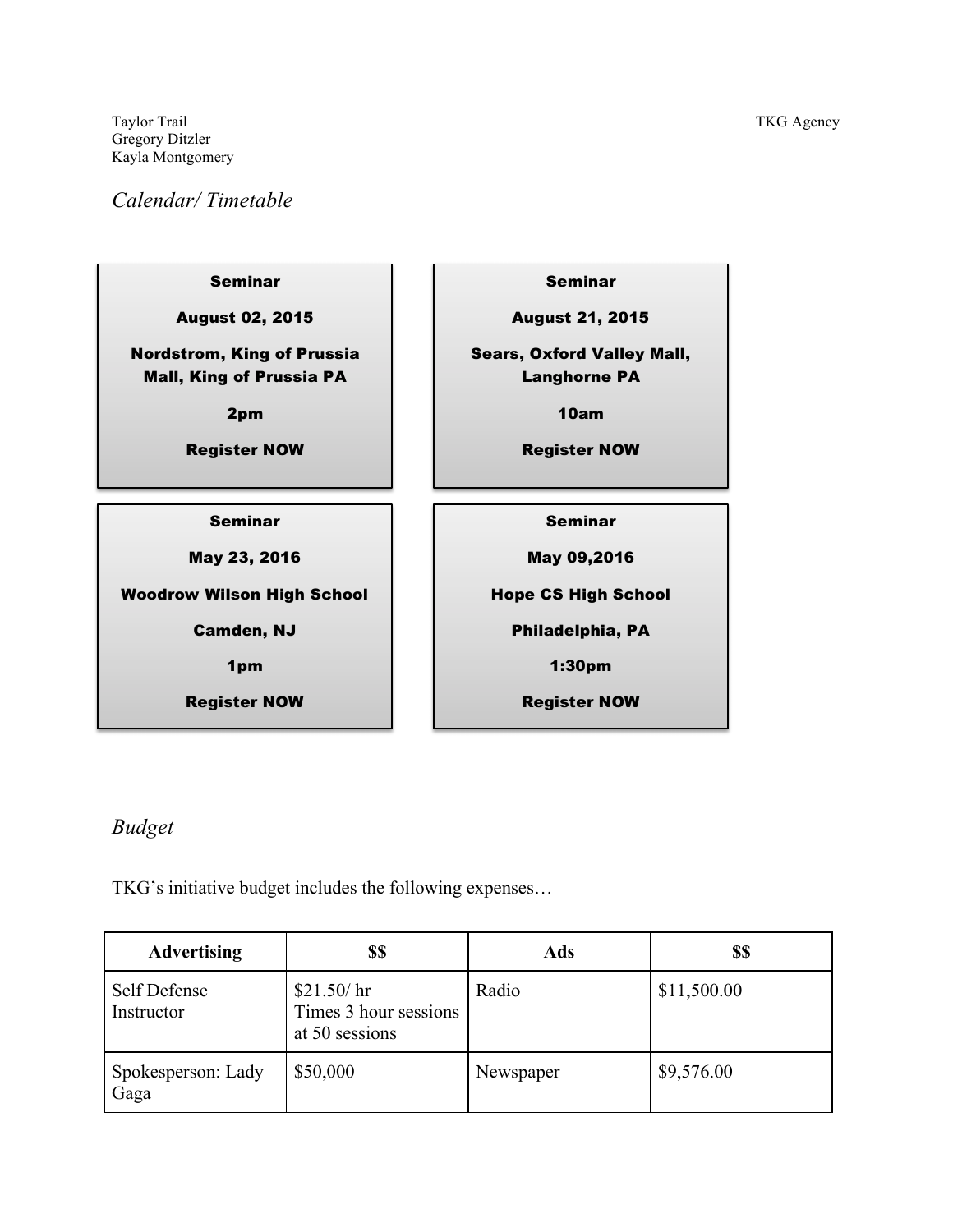Taylor Trail
Gregory Ditzler
Kayla Montgomery

TKG Agency

*Calendar/ Timetable*

**Seminar**

**August 02, 2015**

**Nordstrom, King of Prussia Mall, King of Prussia PA**

**2pm**

**Register NOW**

**Seminar**

**August 21, 2015**

**Sears, Oxford Valley Mall, Langhorne PA**

**10am**

**Register NOW**

**Seminar**

**May 23, 2016**

**Woodrow Wilson High School**

**Camden, NJ**

**1pm**

**Register NOW**

**Seminar**

**May 09,2016**

**Hope CS High School**

**Philadelphia, PA**

**1:30pm**

**Register NOW**

*Budget*

TKG's initiative budget includes the following expenses…

| Advertising | $$ | Ads | $$ |
|---|---|---|---|
| Self Defense Instructor | $21.50/ hr Times 3 hour sessions at 50 sessions | Radio | $11,500.00 |
| Spokesperson: Lady Gaga | $50,000 | Newspaper | $9,576.00 |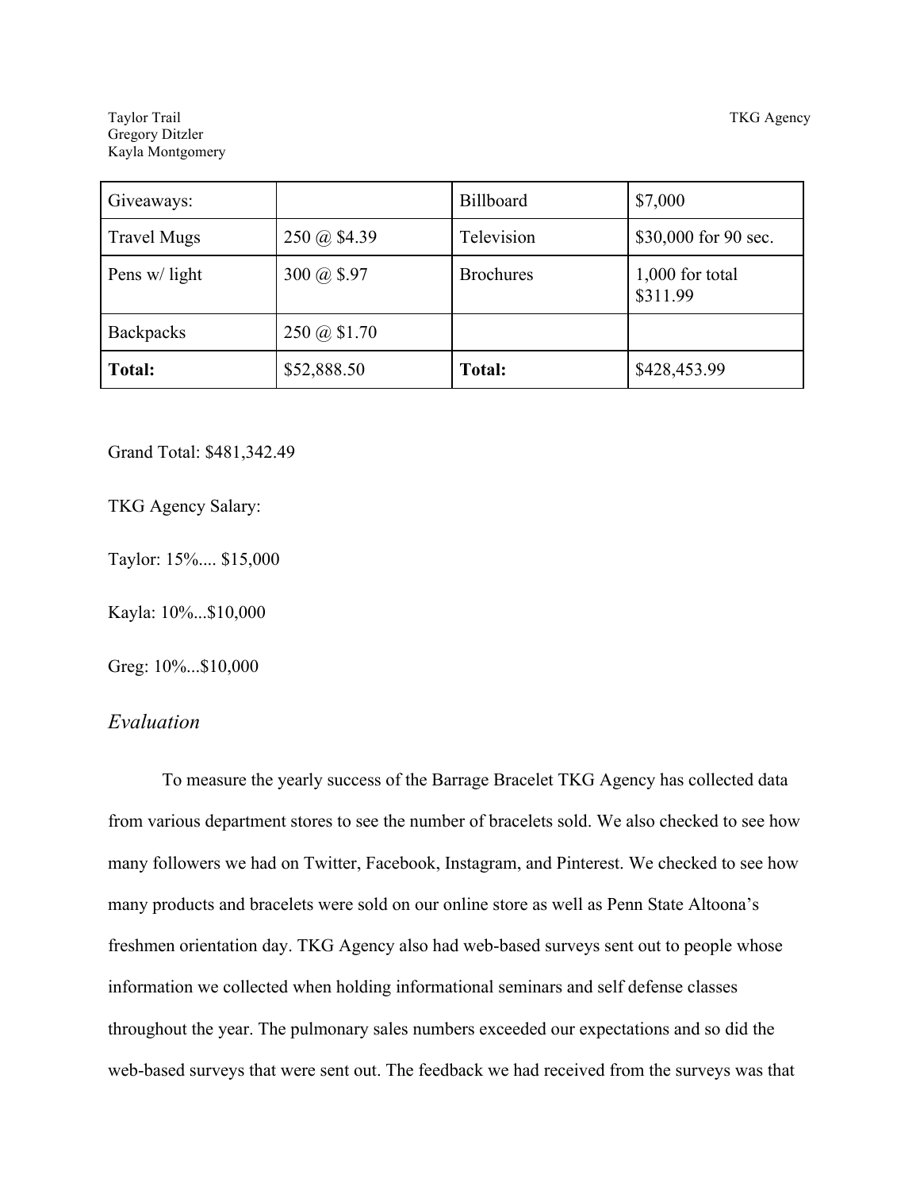| Giveaways: | | Billboard | $7,000 |
|---|---|---|---|
| Travel Mugs | 250 @ $4.39 | Television | $30,000 for 90 sec. |
| Pens w/ light | 300 @ $.97 | Brochures | 1,000 for total $311.99 |
| Backpacks | 250 @ $1.70 | | |
| **Total:** | $52,888.50 | **Total:** | $428,453.99 |

Grand Total: $481,342.49

TKG Agency Salary:

Taylor: 15%.... $15,000

Kayla: 10%...$10,000

Greg: 10%...$10,000

## *Evaluation*

To measure the yearly success of the Barrage Bracelet TKG Agency has collected data from various department stores to see the number of bracelets sold. We also checked to see how many followers we had on Twitter, Facebook, Instagram, and Pinterest. We checked to see how many products and bracelets were sold on our online store as well as Penn State Altoona's freshmen orientation day. TKG Agency also had web-based surveys sent out to people whose information we collected when holding informational seminars and self defense classes throughout the year. The pulmonary sales numbers exceeded our expectations and so did the web-based surveys that were sent out. The feedback we had received from the surveys was that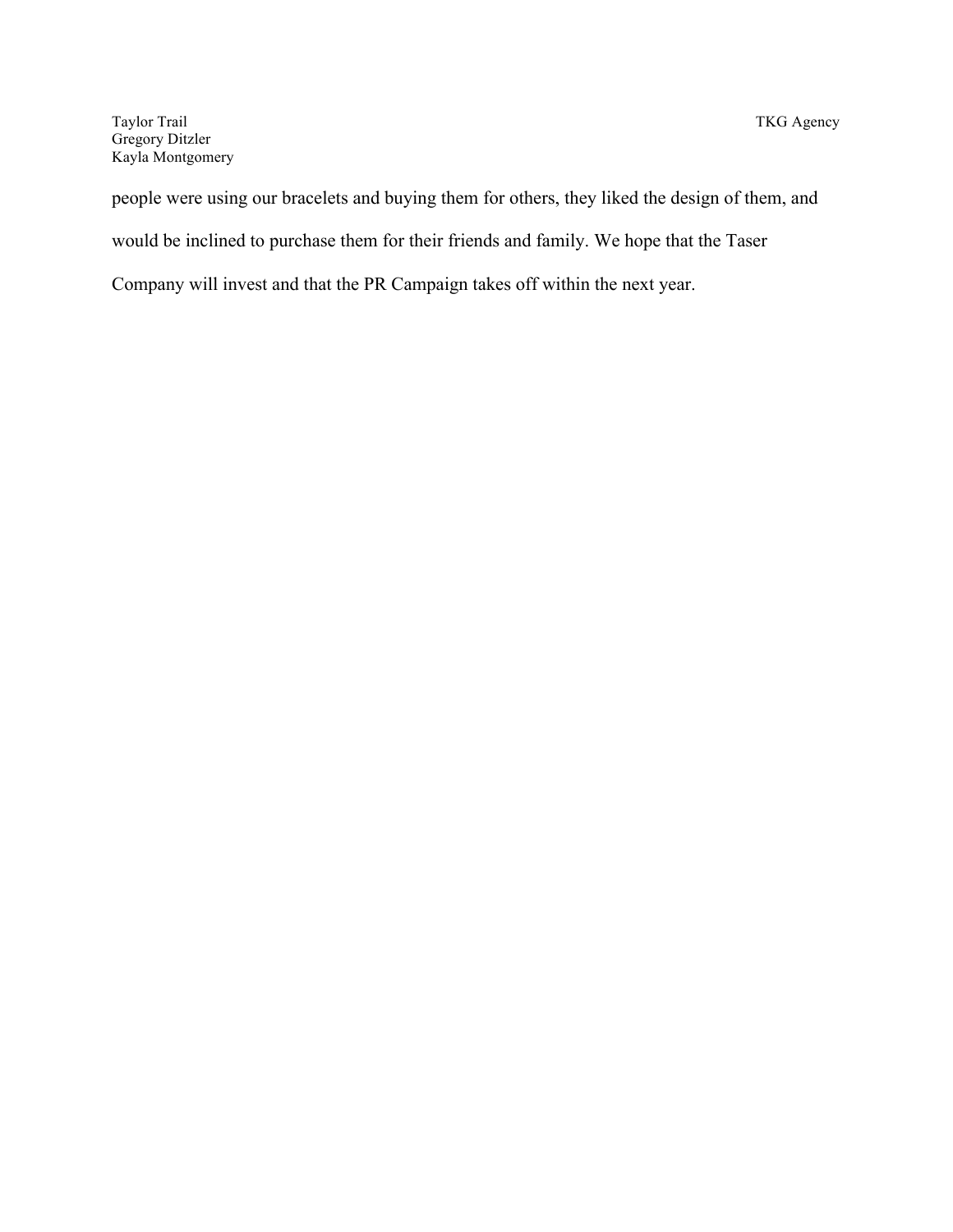people were using our bracelets and buying them for others, they liked the design of them, and would be inclined to purchase them for their friends and family. We hope that the Taser Company will invest and that the PR Campaign takes off within the next year.